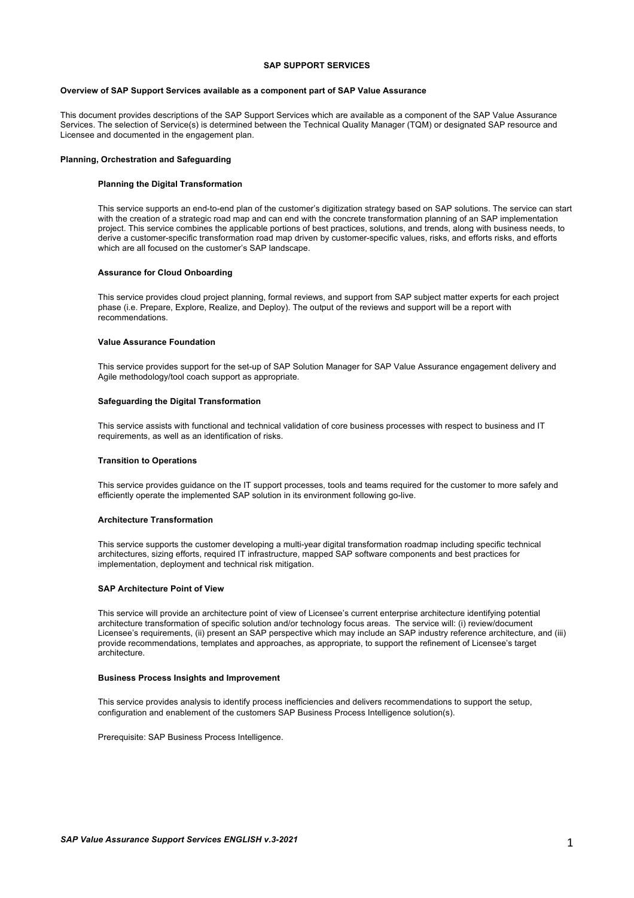# SAP SUPPORT SERVICES

**Overview of SAP Support Services available as a component part of SAP Value Assurance**

This document provides descriptions of the SAP Support Services which are available as a component of the SAP Value Assurance Services. The selection of Service(s) is determined between the Technical Quality Manager (TQM) or designated SAP resource and Licensee and documented in the engagement plan.

## Planning, Orchestration and Safeguarding

### Planning the Digital Transformation

This service supports an end-to-end plan of the customer's digitization strategy based on SAP solutions. The service can start with the creation of a strategic road map and can end with the concrete transformation planning of an SAP implementation project. This service combines the applicable portions of best practices, solutions, and trends, along with business needs, to derive a customer-specific transformation road map driven by customer-specific values, risks, and efforts risks, and efforts which are all focused on the customer's SAP landscape.

### Assurance for Cloud Onboarding

This service provides cloud project planning, formal reviews, and support from SAP subject matter experts for each project phase (i.e. Prepare, Explore, Realize, and Deploy). The output of the reviews and support will be a report with recommendations.

### Value Assurance Foundation

This service provides support for the set-up of SAP Solution Manager for SAP Value Assurance engagement delivery and Agile methodology/tool coach support as appropriate.

### Safeguarding the Digital Transformation

This service assists with functional and technical validation of core business processes with respect to business and IT requirements, as well as an identification of risks.

### Transition to Operations

This service provides guidance on the IT support processes, tools and teams required for the customer to more safely and efficiently operate the implemented SAP solution in its environment following go-live.

### Architecture Transformation

This service supports the customer developing a multi-year digital transformation roadmap including specific technical architectures, sizing efforts, required IT infrastructure, mapped SAP software components and best practices for implementation, deployment and technical risk mitigation.

### SAP Architecture Point of View

This service will provide an architecture point of view of Licensee's current enterprise architecture identifying potential architecture transformation of specific solution and/or technology focus areas. The service will: (i) review/document Licensee's requirements, (ii) present an SAP perspective which may include an SAP industry reference architecture, and (iii) provide recommendations, templates and approaches, as appropriate, to support the refinement of Licensee's target architecture.

### Business Process Insights and Improvement

This service provides analysis to identify process inefficiencies and delivers recommendations to support the setup, configuration and enablement of the customers SAP Business Process Intelligence solution(s).

Prerequisite: SAP Business Process Intelligence.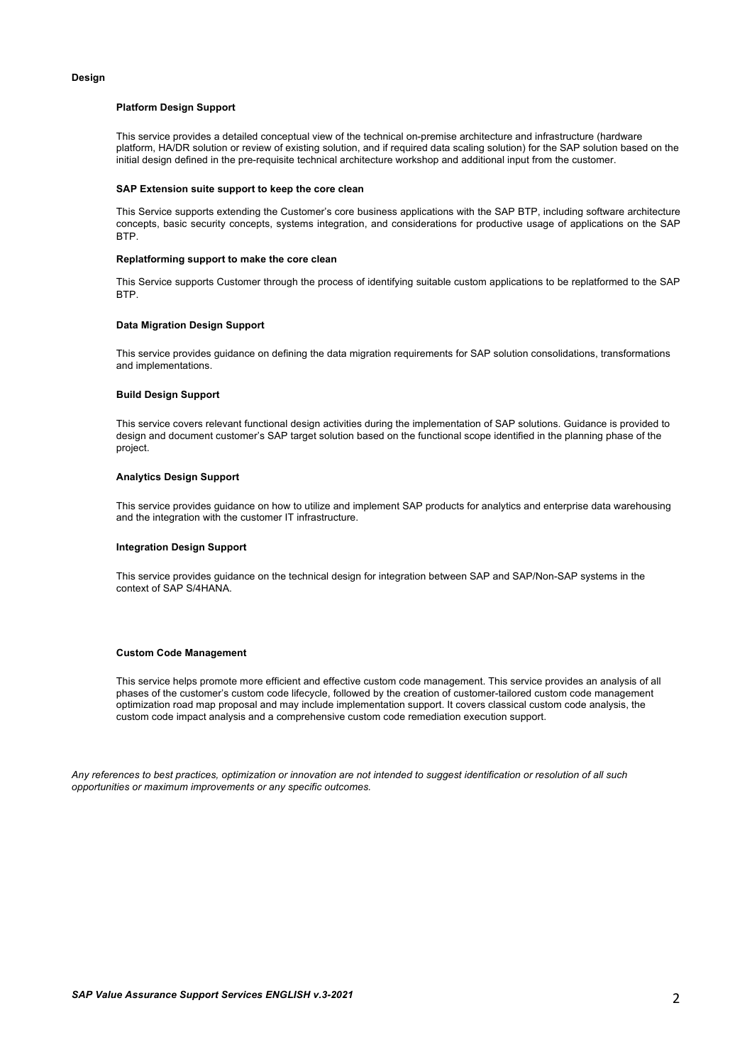## Design

### Platform Design Support

This service provides a detailed conceptual view of the technical on-premise architecture and infrastructure (hardware platform, HA/DR solution or review of existing solution, and if required data scaling solution) for the SAP solution based on the initial design defined in the pre-requisite technical architecture workshop and additional input from the customer.

### SAP Extension suite support to keep the core clean

This Service supports extending the Customer's core business applications with the SAP BTP, including software architecture concepts, basic security concepts, systems integration, and considerations for productive usage of applications on the SAP BTP.

### Replatforming support to make the core clean

This Service supports Customer through the process of identifying suitable custom applications to be replatformed to the SAP BTP.

### Data Migration Design Support

This service provides guidance on defining the data migration requirements for SAP solution consolidations, transformations and implementations.

### Build Design Support

This service covers relevant functional design activities during the implementation of SAP solutions. Guidance is provided to design and document customer's SAP target solution based on the functional scope identified in the planning phase of the project.

### Analytics Design Support

This service provides guidance on how to utilize and implement SAP products for analytics and enterprise data warehousing and the integration with the customer IT infrastructure.

### Integration Design Support

This service provides guidance on the technical design for integration between SAP and SAP/Non-SAP systems in the context of SAP S/4HANA.

### Custom Code Management

This service helps promote more efficient and effective custom code management. This service provides an analysis of all phases of the customer's custom code lifecycle, followed by the creation of customer-tailored custom code management optimization road map proposal and may include implementation support. It covers classical custom code analysis, the custom code impact analysis and a comprehensive custom code remediation execution support.

*Any references to best practices, optimization or innovation are not intended to suggest identification or resolution of all such opportunities or maximum improvements or any specific outcomes.*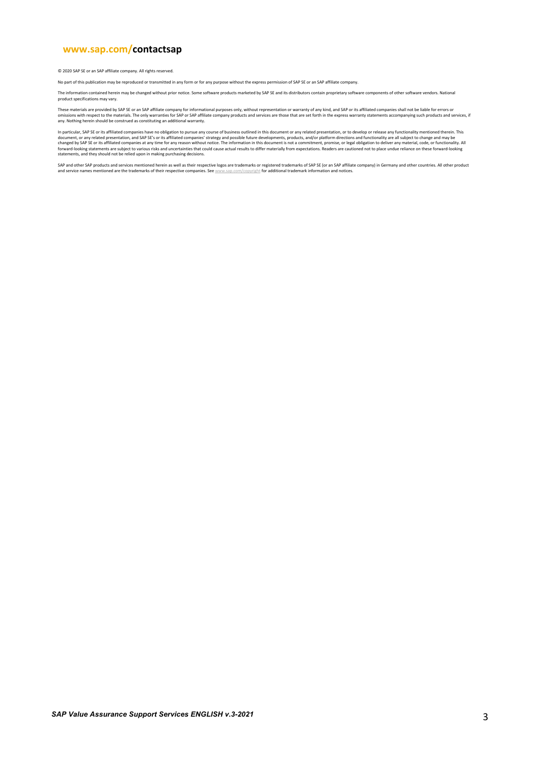**www.sap.com/contactsap**

© 2020 SAP SE or an SAP affiliate company. All rights reserved.

No part of this publication may be reproduced or transmitted in any form or for any purpose without the express permission of SAP SE or an SAP affiliate company.

The information contained herein may be changed without prior notice. Some software products marketed by SAP SE and its distributors contain proprietary software components of other software vendors. National product specifications may vary.

These materials are provided by SAP SE or an SAP affiliate company for informational purposes only, without representation or warranty of any kind, and SAP or its affiliated companies shall not be liable for errors or omissions with respect to the materials. The only warranties for SAP or SAP affiliate company products and services are those that are set forth in the express warranty statements accompanying such products and services, if any. Nothing herein should be construed as constituting an additional warranty.

In particular, SAP SE or its affiliated companies have no obligation to pursue any course of business outlined in this document or any related presentation, or to develop or release any functionality mentioned therein. This document, or any related presentation, and SAP SE's or its affiliated companies' strategy and possible future developments, products, and/or platform directions and functionality are all subject to change and may be changed by SAP SE or its affiliated companies at any time for any reason without notice. The information in this document is not a commitment, promise, or legal obligation to deliver any material, code, or functionality. All forward-looking statements are subject to various risks and uncertainties that could cause actual results to differ materially from expectations. Readers are cautioned not to place undue reliance on these forward-looking statements, and they should not be relied upon in making purchasing decisions.

SAP and other SAP products and services mentioned herein as well as their respective logos are trademarks or registered trademarks of SAP SE (or an SAP affiliate company) in Germany and other countries. All other product and service names mentioned are the trademarks of their respective companies. See www.sap.com/copyright for additional trademark information and notices.